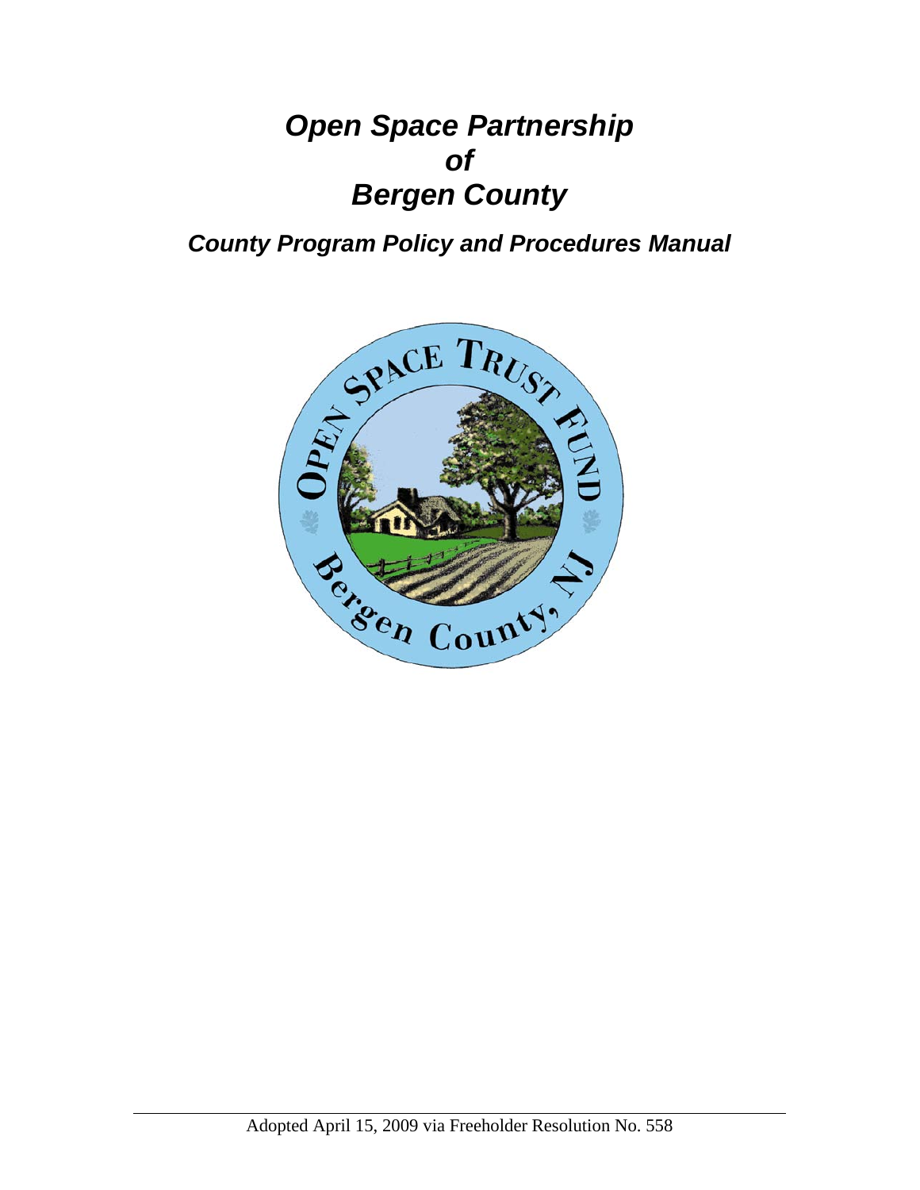# *Open Space Partnership of Bergen County*

## *County Program Policy and Procedures Manual*

Adopted April 15, 2009 via Freeholder Resolution No. 558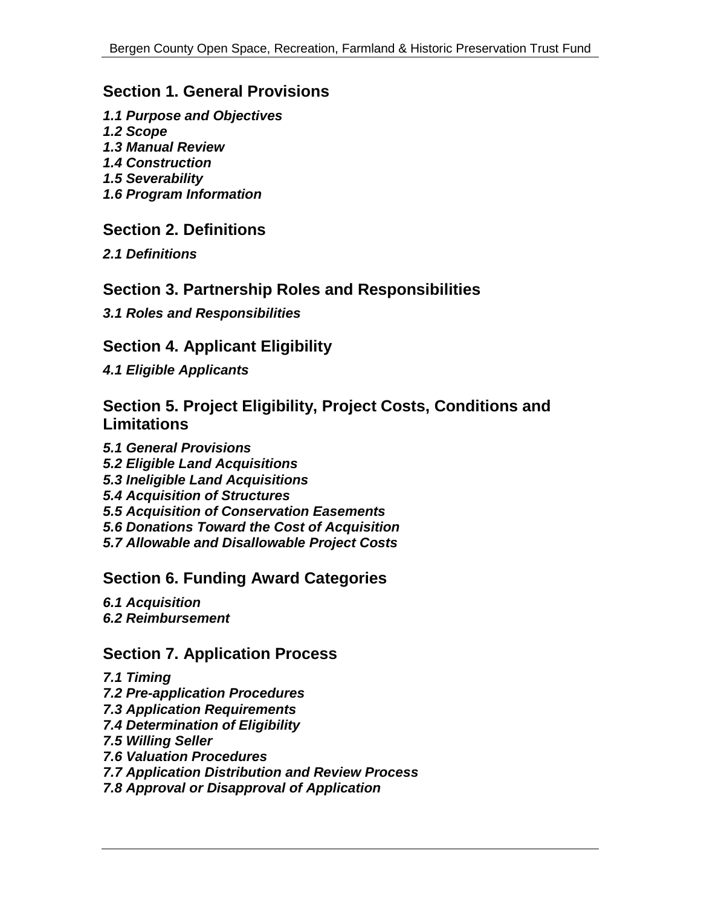## Section 1. General Provisions

***1.1 Purpose and Objectives***
***1.2 Scope***
***1.3 Manual Review***
***1.4 Construction***
***1.5 Severability***
***1.6 Program Information***

## Section 2. Definitions

***2.1 Definitions***

## Section 3. Partnership Roles and Responsibilities

***3.1 Roles and Responsibilities***

## Section 4. Applicant Eligibility

***4.1 Eligible Applicants***

## Section 5. Project Eligibility, Project Costs, Conditions and Limitations

***5.1 General Provisions***
***5.2 Eligible Land Acquisitions***
***5.3 Ineligible Land Acquisitions***
***5.4 Acquisition of Structures***
***5.5 Acquisition of Conservation Easements***
***5.6 Donations Toward the Cost of Acquisition***
***5.7 Allowable and Disallowable Project Costs***

## Section 6. Funding Award Categories

***6.1 Acquisition***
***6.2 Reimbursement***

## Section 7. Application Process

***7.1 Timing***
***7.2 Pre-application Procedures***
***7.3 Application Requirements***
***7.4 Determination of Eligibility***
***7.5 Willing Seller***
***7.6 Valuation Procedures***
***7.7 Application Distribution and Review Process***
***7.8 Approval or Disapproval of Application***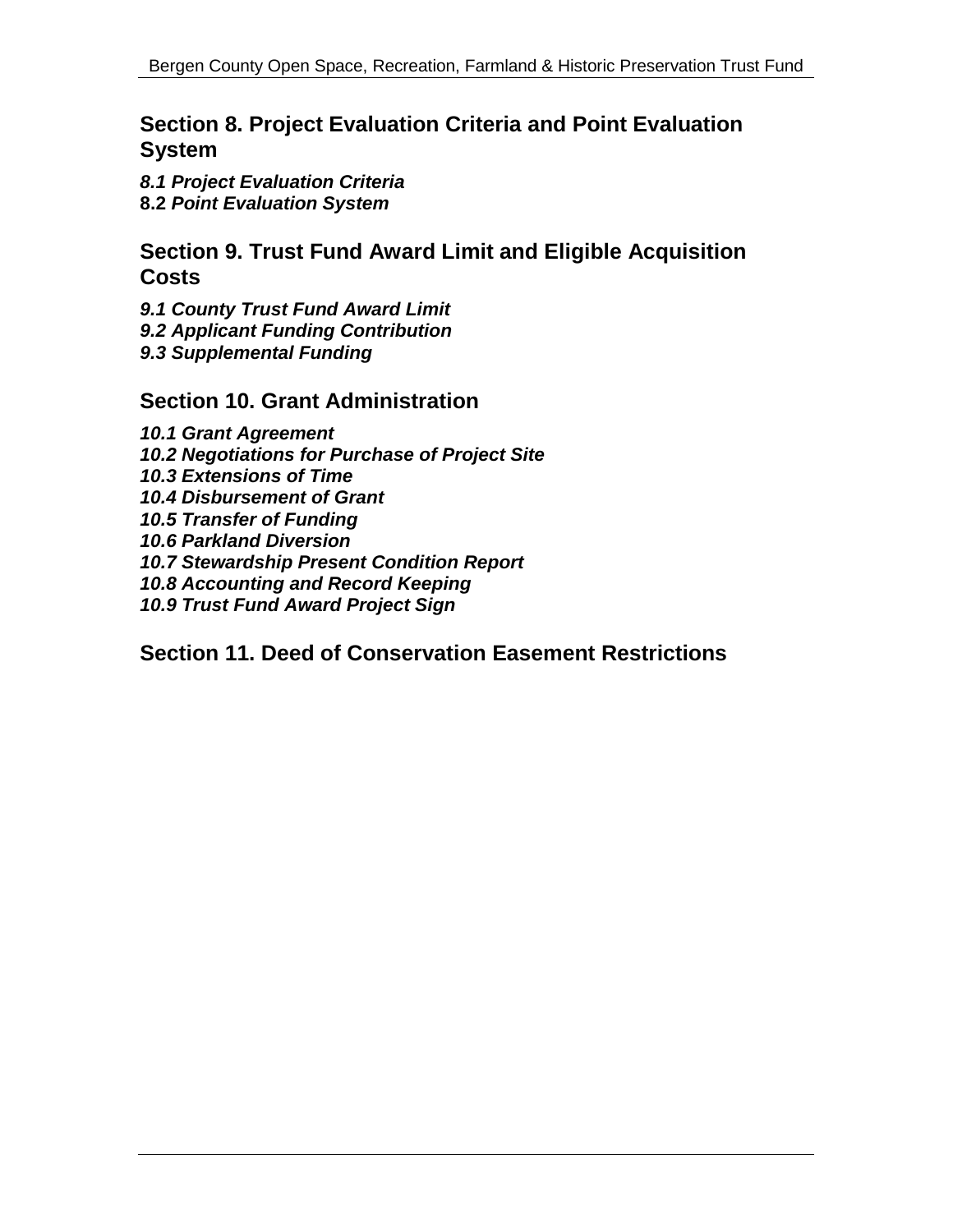## Section 8. Project Evaluation Criteria and Point Evaluation System

***8.1 Project Evaluation Criteria***
**8.2** ***Point Evaluation System***

## Section 9. Trust Fund Award Limit and Eligible Acquisition Costs

***9.1 County Trust Fund Award Limit***
***9.2 Applicant Funding Contribution***
***9.3 Supplemental Funding***

## Section 10. Grant Administration

***10.1 Grant Agreement***
***10.2 Negotiations for Purchase of Project Site***
***10.3 Extensions of Time***
***10.4 Disbursement of Grant***
***10.5 Transfer of Funding***
***10.6 Parkland Diversion***
***10.7 Stewardship Present Condition Report***
***10.8 Accounting and Record Keeping***
***10.9 Trust Fund Award Project Sign***

## Section 11. Deed of Conservation Easement Restrictions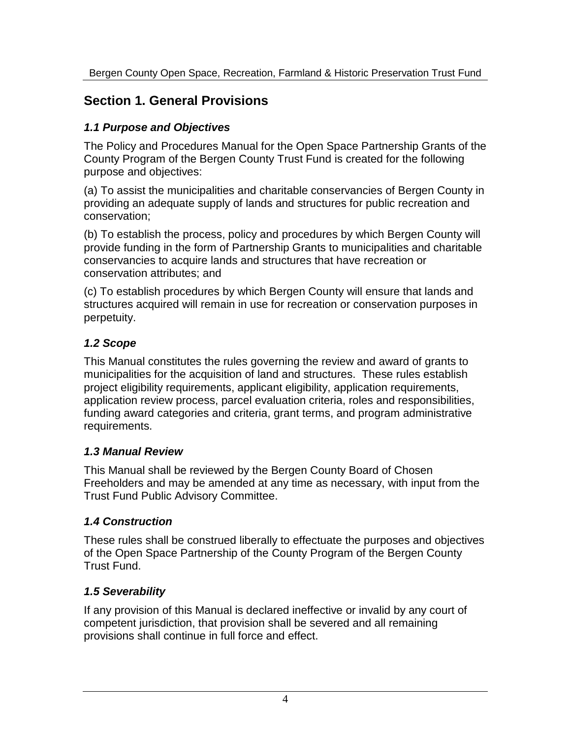## Section 1. General Provisions

### *1.1 Purpose and Objectives*

The Policy and Procedures Manual for the Open Space Partnership Grants of the County Program of the Bergen County Trust Fund is created for the following purpose and objectives:

(a) To assist the municipalities and charitable conservancies of Bergen County in providing an adequate supply of lands and structures for public recreation and conservation;

(b) To establish the process, policy and procedures by which Bergen County will provide funding in the form of Partnership Grants to municipalities and charitable conservancies to acquire lands and structures that have recreation or conservation attributes; and

(c) To establish procedures by which Bergen County will ensure that lands and structures acquired will remain in use for recreation or conservation purposes in perpetuity.

### *1.2 Scope*

This Manual constitutes the rules governing the review and award of grants to municipalities for the acquisition of land and structures. These rules establish project eligibility requirements, applicant eligibility, application requirements, application review process, parcel evaluation criteria, roles and responsibilities, funding award categories and criteria, grant terms, and program administrative requirements.

### *1.3 Manual Review*

This Manual shall be reviewed by the Bergen County Board of Chosen Freeholders and may be amended at any time as necessary, with input from the Trust Fund Public Advisory Committee.

### *1.4 Construction*

These rules shall be construed liberally to effectuate the purposes and objectives of the Open Space Partnership of the County Program of the Bergen County Trust Fund.

### *1.5 Severability*

If any provision of this Manual is declared ineffective or invalid by any court of competent jurisdiction, that provision shall be severed and all remaining provisions shall continue in full force and effect.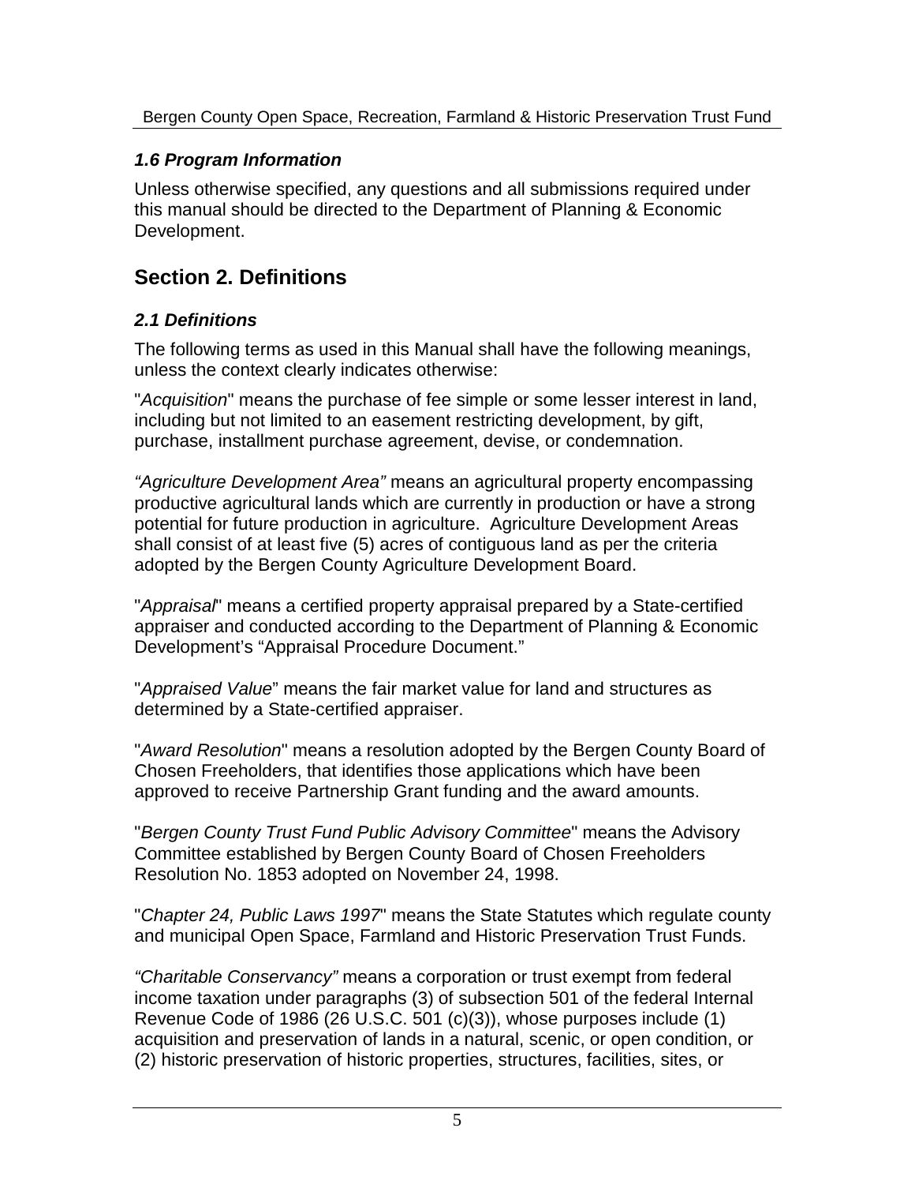### *1.6 Program Information*

Unless otherwise specified, any questions and all submissions required under this manual should be directed to the Department of Planning & Economic Development.

## Section 2. Definitions

### *2.1 Definitions*

The following terms as used in this Manual shall have the following meanings, unless the context clearly indicates otherwise:

"*Acquisition*" means the purchase of fee simple or some lesser interest in land, including but not limited to an easement restricting development, by gift, purchase, installment purchase agreement, devise, or condemnation.

*"Agriculture Development Area"* means an agricultural property encompassing productive agricultural lands which are currently in production or have a strong potential for future production in agriculture. Agriculture Development Areas shall consist of at least five (5) acres of contiguous land as per the criteria adopted by the Bergen County Agriculture Development Board.

"*Appraisal*" means a certified property appraisal prepared by a State-certified appraiser and conducted according to the Department of Planning & Economic Development's "Appraisal Procedure Document."

"*Appraised Value*" means the fair market value for land and structures as determined by a State-certified appraiser.

"*Award Resolution*" means a resolution adopted by the Bergen County Board of Chosen Freeholders, that identifies those applications which have been approved to receive Partnership Grant funding and the award amounts.

"*Bergen County Trust Fund Public Advisory Committee*" means the Advisory Committee established by Bergen County Board of Chosen Freeholders Resolution No. 1853 adopted on November 24, 1998.

"*Chapter 24, Public Laws 1997*" means the State Statutes which regulate county and municipal Open Space, Farmland and Historic Preservation Trust Funds.

*"Charitable Conservancy"* means a corporation or trust exempt from federal income taxation under paragraphs (3) of subsection 501 of the federal Internal Revenue Code of 1986 (26 U.S.C. 501 (c)(3)), whose purposes include (1) acquisition and preservation of lands in a natural, scenic, or open condition, or (2) historic preservation of historic properties, structures, facilities, sites, or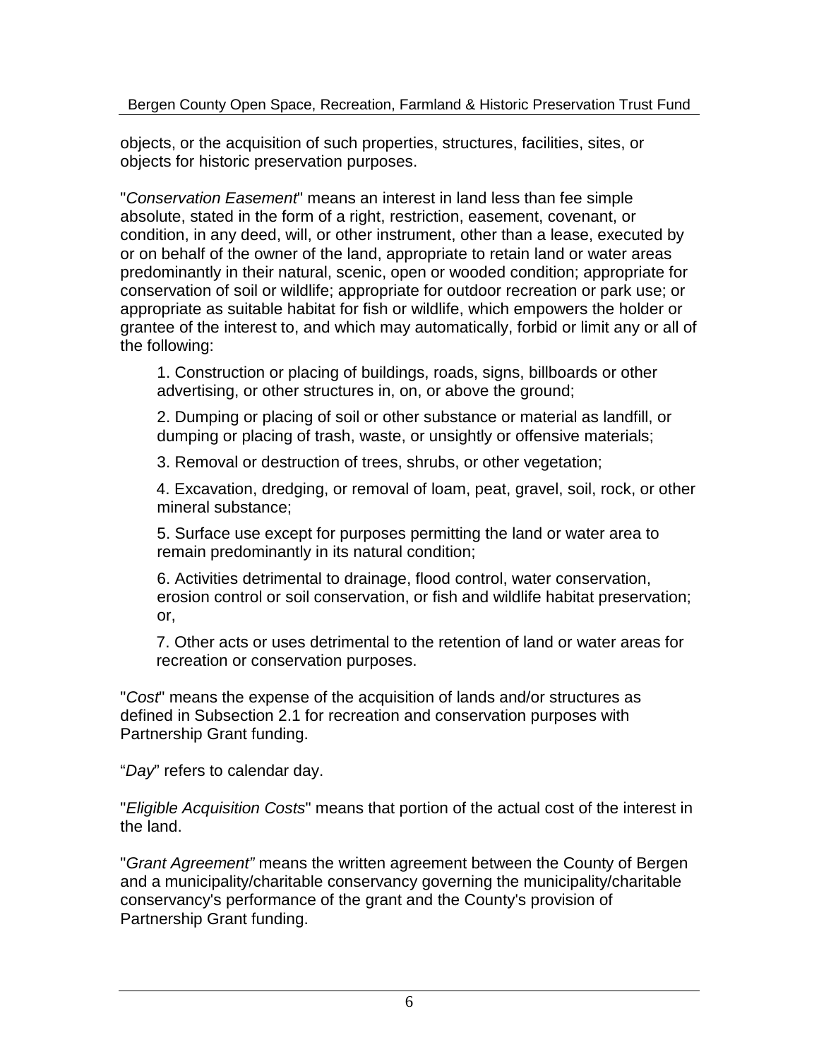objects, or the acquisition of such properties, structures, facilities, sites, or objects for historic preservation purposes.

"*Conservation Easement*" means an interest in land less than fee simple absolute, stated in the form of a right, restriction, easement, covenant, or condition, in any deed, will, or other instrument, other than a lease, executed by or on behalf of the owner of the land, appropriate to retain land or water areas predominantly in their natural, scenic, open or wooded condition; appropriate for conservation of soil or wildlife; appropriate for outdoor recreation or park use; or appropriate as suitable habitat for fish or wildlife, which empowers the holder or grantee of the interest to, and which may automatically, forbid or limit any or all of the following:

1. Construction or placing of buildings, roads, signs, billboards or other advertising, or other structures in, on, or above the ground;
2. Dumping or placing of soil or other substance or material as landfill, or dumping or placing of trash, waste, or unsightly or offensive materials;
3. Removal or destruction of trees, shrubs, or other vegetation;
4. Excavation, dredging, or removal of loam, peat, gravel, soil, rock, or other mineral substance;
5. Surface use except for purposes permitting the land or water area to remain predominantly in its natural condition;
6. Activities detrimental to drainage, flood control, water conservation, erosion control or soil conservation, or fish and wildlife habitat preservation; or,
7. Other acts or uses detrimental to the retention of land or water areas for recreation or conservation purposes.

"*Cost*" means the expense of the acquisition of lands and/or structures as defined in Subsection 2.1 for recreation and conservation purposes with Partnership Grant funding.

"*Day*" refers to calendar day.

"*Eligible Acquisition Costs*" means that portion of the actual cost of the interest in the land.

"*Grant Agreement*" means the written agreement between the County of Bergen and a municipality/charitable conservancy governing the municipality/charitable conservancy's performance of the grant and the County's provision of Partnership Grant funding.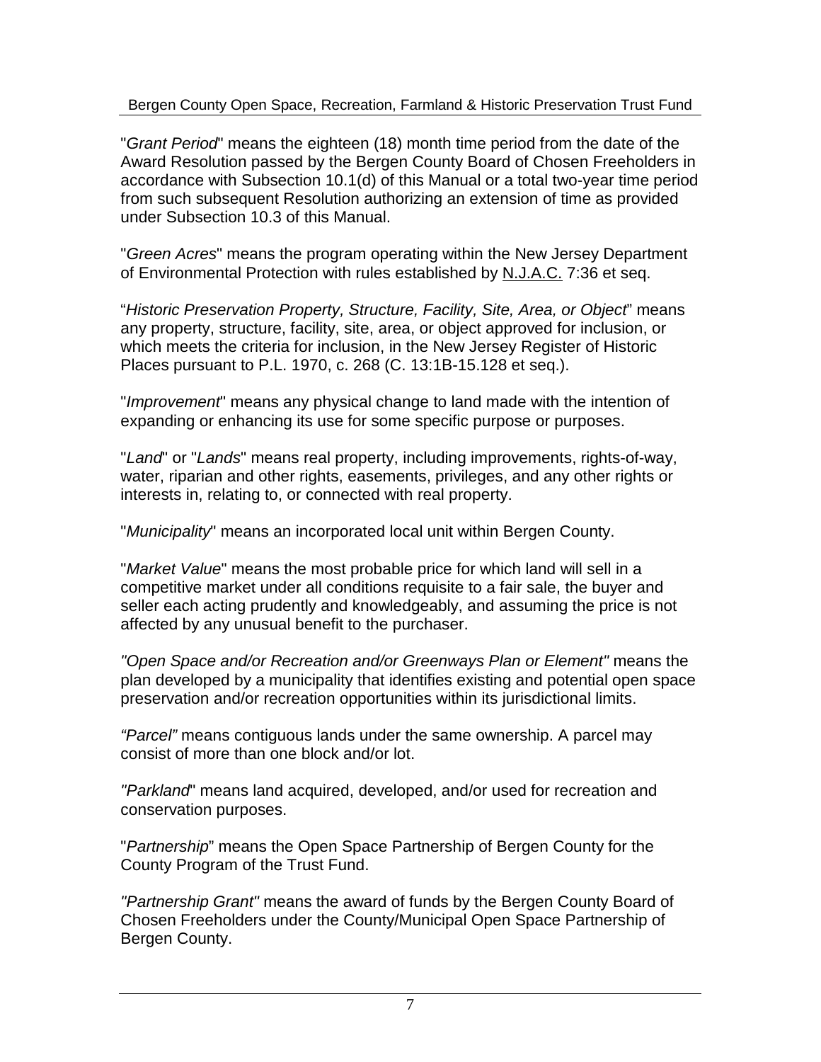"*Grant Period*" means the eighteen (18) month time period from the date of the Award Resolution passed by the Bergen County Board of Chosen Freeholders in accordance with Subsection 10.1(d) of this Manual or a total two-year time period from such subsequent Resolution authorizing an extension of time as provided under Subsection 10.3 of this Manual.

"*Green Acres*" means the program operating within the New Jersey Department of Environmental Protection with rules established by N.J.A.C. 7:36 et seq.

"*Historic Preservation Property, Structure, Facility, Site, Area, or Object*" means any property, structure, facility, site, area, or object approved for inclusion, or which meets the criteria for inclusion, in the New Jersey Register of Historic Places pursuant to P.L. 1970, c. 268 (C. 13:1B-15.128 et seq.).

"*Improvement*" means any physical change to land made with the intention of expanding or enhancing its use for some specific purpose or purposes.

"*Land*" or "*Lands*" means real property, including improvements, rights-of-way, water, riparian and other rights, easements, privileges, and any other rights or interests in, relating to, or connected with real property.

"*Municipality*" means an incorporated local unit within Bergen County.

"*Market Value*" means the most probable price for which land will sell in a competitive market under all conditions requisite to a fair sale, the buyer and seller each acting prudently and knowledgeably, and assuming the price is not affected by any unusual benefit to the purchaser.

*"Open Space and/or Recreation and/or Greenways Plan or Element"* means the plan developed by a municipality that identifies existing and potential open space preservation and/or recreation opportunities within its jurisdictional limits.

*"Parcel"* means contiguous lands under the same ownership. A parcel may consist of more than one block and/or lot.

*"Parkland*" means land acquired, developed, and/or used for recreation and conservation purposes.

"*Partnership*" means the Open Space Partnership of Bergen County for the County Program of the Trust Fund.

*"Partnership Grant"* means the award of funds by the Bergen County Board of Chosen Freeholders under the County/Municipal Open Space Partnership of Bergen County.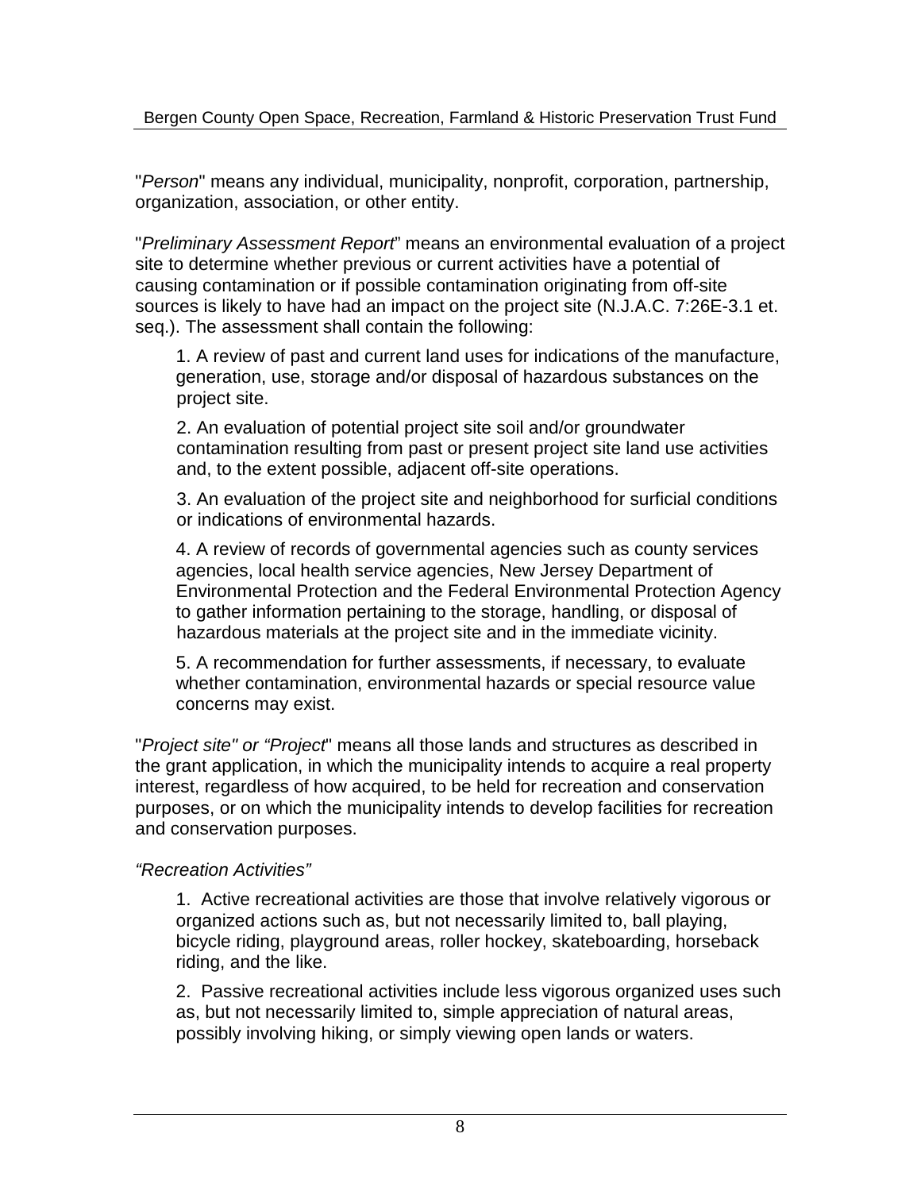"*Person*" means any individual, municipality, nonprofit, corporation, partnership, organization, association, or other entity.

"*Preliminary Assessment Report*" means an environmental evaluation of a project site to determine whether previous or current activities have a potential of causing contamination or if possible contamination originating from off-site sources is likely to have had an impact on the project site (N.J.A.C. 7:26E-3.1 et. seq.). The assessment shall contain the following:

1. A review of past and current land uses for indications of the manufacture, generation, use, storage and/or disposal of hazardous substances on the project site.

2. An evaluation of potential project site soil and/or groundwater contamination resulting from past or present project site land use activities and, to the extent possible, adjacent off-site operations.

3. An evaluation of the project site and neighborhood for surficial conditions or indications of environmental hazards.

4. A review of records of governmental agencies such as county services agencies, local health service agencies, New Jersey Department of Environmental Protection and the Federal Environmental Protection Agency to gather information pertaining to the storage, handling, or disposal of hazardous materials at the project site and in the immediate vicinity.

5. A recommendation for further assessments, if necessary, to evaluate whether contamination, environmental hazards or special resource value concerns may exist.

"*Project site" or "Project*" means all those lands and structures as described in the grant application, in which the municipality intends to acquire a real property interest, regardless of how acquired, to be held for recreation and conservation purposes, or on which the municipality intends to develop facilities for recreation and conservation purposes.

*"Recreation Activities"*

1. Active recreational activities are those that involve relatively vigorous or organized actions such as, but not necessarily limited to, ball playing, bicycle riding, playground areas, roller hockey, skateboarding, horseback riding, and the like.

2. Passive recreational activities include less vigorous organized uses such as, but not necessarily limited to, simple appreciation of natural areas, possibly involving hiking, or simply viewing open lands or waters.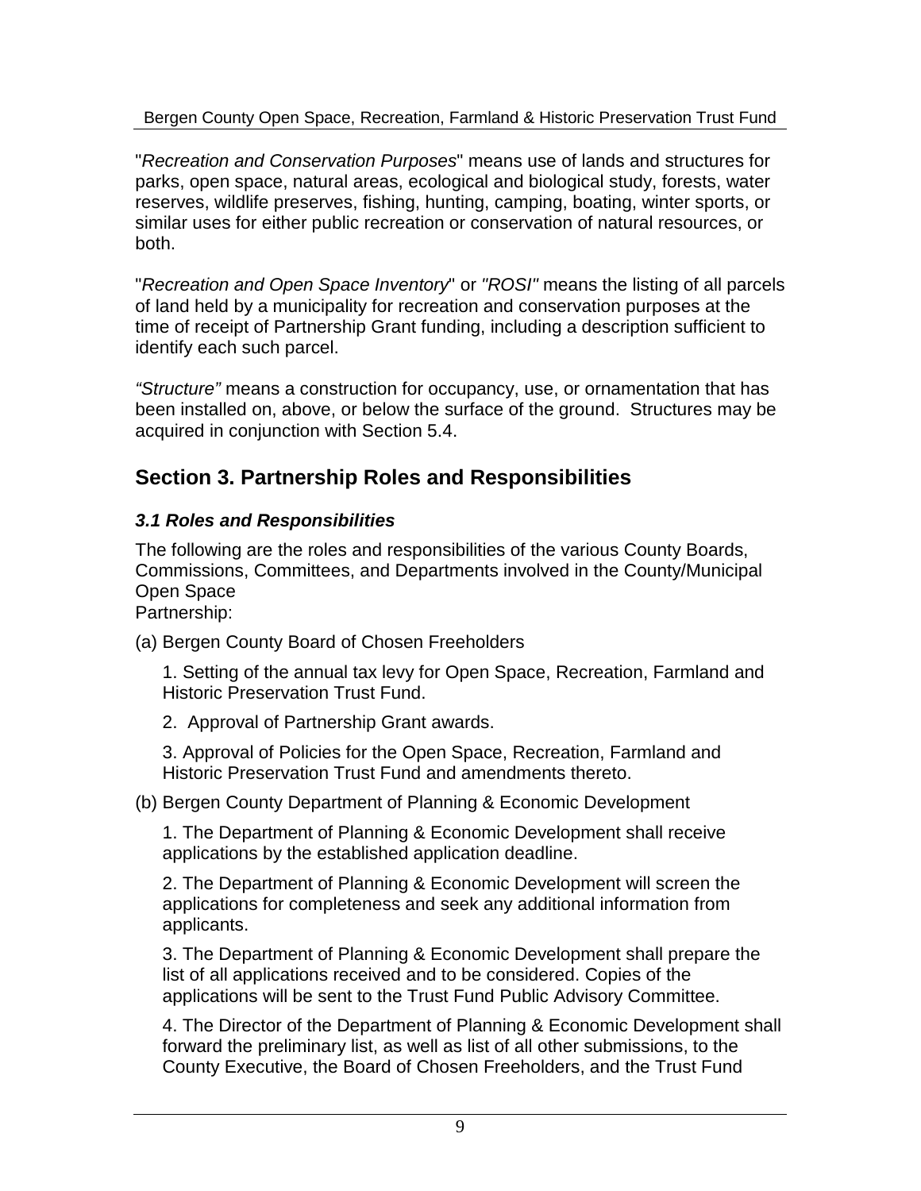"*Recreation and Conservation Purposes*" means use of lands and structures for parks, open space, natural areas, ecological and biological study, forests, water reserves, wildlife preserves, fishing, hunting, camping, boating, winter sports, or similar uses for either public recreation or conservation of natural resources, or both.

"*Recreation and Open Space Inventory*" or *"ROSI"* means the listing of all parcels of land held by a municipality for recreation and conservation purposes at the time of receipt of Partnership Grant funding, including a description sufficient to identify each such parcel.

*"Structure"* means a construction for occupancy, use, or ornamentation that has been installed on, above, or below the surface of the ground. Structures may be acquired in conjunction with Section 5.4.

## Section 3. Partnership Roles and Responsibilities

### *3.1 Roles and Responsibilities*

The following are the roles and responsibilities of the various County Boards, Commissions, Committees, and Departments involved in the County/Municipal Open Space
Partnership:

(a) Bergen County Board of Chosen Freeholders

1. Setting of the annual tax levy for Open Space, Recreation, Farmland and Historic Preservation Trust Fund.

2. Approval of Partnership Grant awards.

3. Approval of Policies for the Open Space, Recreation, Farmland and Historic Preservation Trust Fund and amendments thereto.

(b) Bergen County Department of Planning & Economic Development

1. The Department of Planning & Economic Development shall receive applications by the established application deadline.

2. The Department of Planning & Economic Development will screen the applications for completeness and seek any additional information from applicants.

3. The Department of Planning & Economic Development shall prepare the list of all applications received and to be considered. Copies of the applications will be sent to the Trust Fund Public Advisory Committee.

4. The Director of the Department of Planning & Economic Development shall forward the preliminary list, as well as list of all other submissions, to the County Executive, the Board of Chosen Freeholders, and the Trust Fund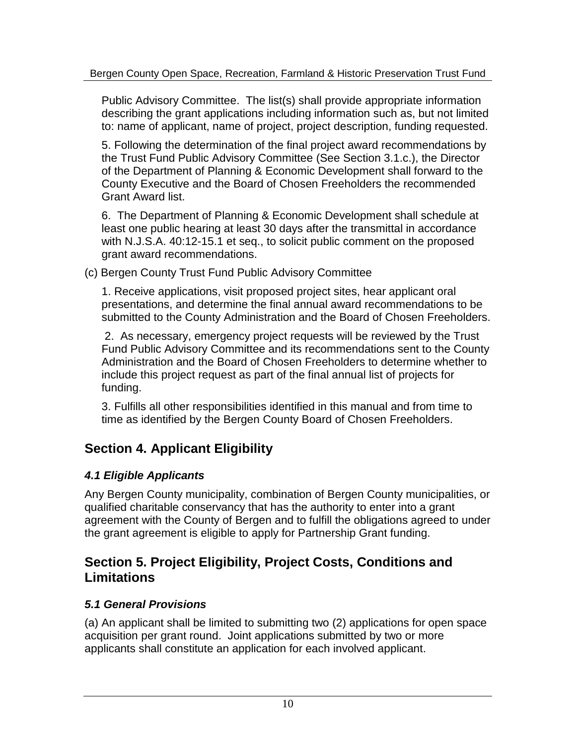Public Advisory Committee. The list(s) shall provide appropriate information describing the grant applications including information such as, but not limited to: name of applicant, name of project, project description, funding requested.

5. Following the determination of the final project award recommendations by the Trust Fund Public Advisory Committee (See Section 3.1.c.), the Director of the Department of Planning & Economic Development shall forward to the County Executive and the Board of Chosen Freeholders the recommended Grant Award list.

6. The Department of Planning & Economic Development shall schedule at least one public hearing at least 30 days after the transmittal in accordance with N.J.S.A. 40:12-15.1 et seq., to solicit public comment on the proposed grant award recommendations.

(c) Bergen County Trust Fund Public Advisory Committee

1. Receive applications, visit proposed project sites, hear applicant oral presentations, and determine the final annual award recommendations to be submitted to the County Administration and the Board of Chosen Freeholders.

2. As necessary, emergency project requests will be reviewed by the Trust Fund Public Advisory Committee and its recommendations sent to the County Administration and the Board of Chosen Freeholders to determine whether to include this project request as part of the final annual list of projects for funding.

3. Fulfills all other responsibilities identified in this manual and from time to time as identified by the Bergen County Board of Chosen Freeholders.

## Section 4. Applicant Eligibility

### *4.1 Eligible Applicants*

Any Bergen County municipality, combination of Bergen County municipalities, or qualified charitable conservancy that has the authority to enter into a grant agreement with the County of Bergen and to fulfill the obligations agreed to under the grant agreement is eligible to apply for Partnership Grant funding.

## Section 5. Project Eligibility, Project Costs, Conditions and Limitations

### *5.1 General Provisions*

(a) An applicant shall be limited to submitting two (2) applications for open space acquisition per grant round. Joint applications submitted by two or more applicants shall constitute an application for each involved applicant.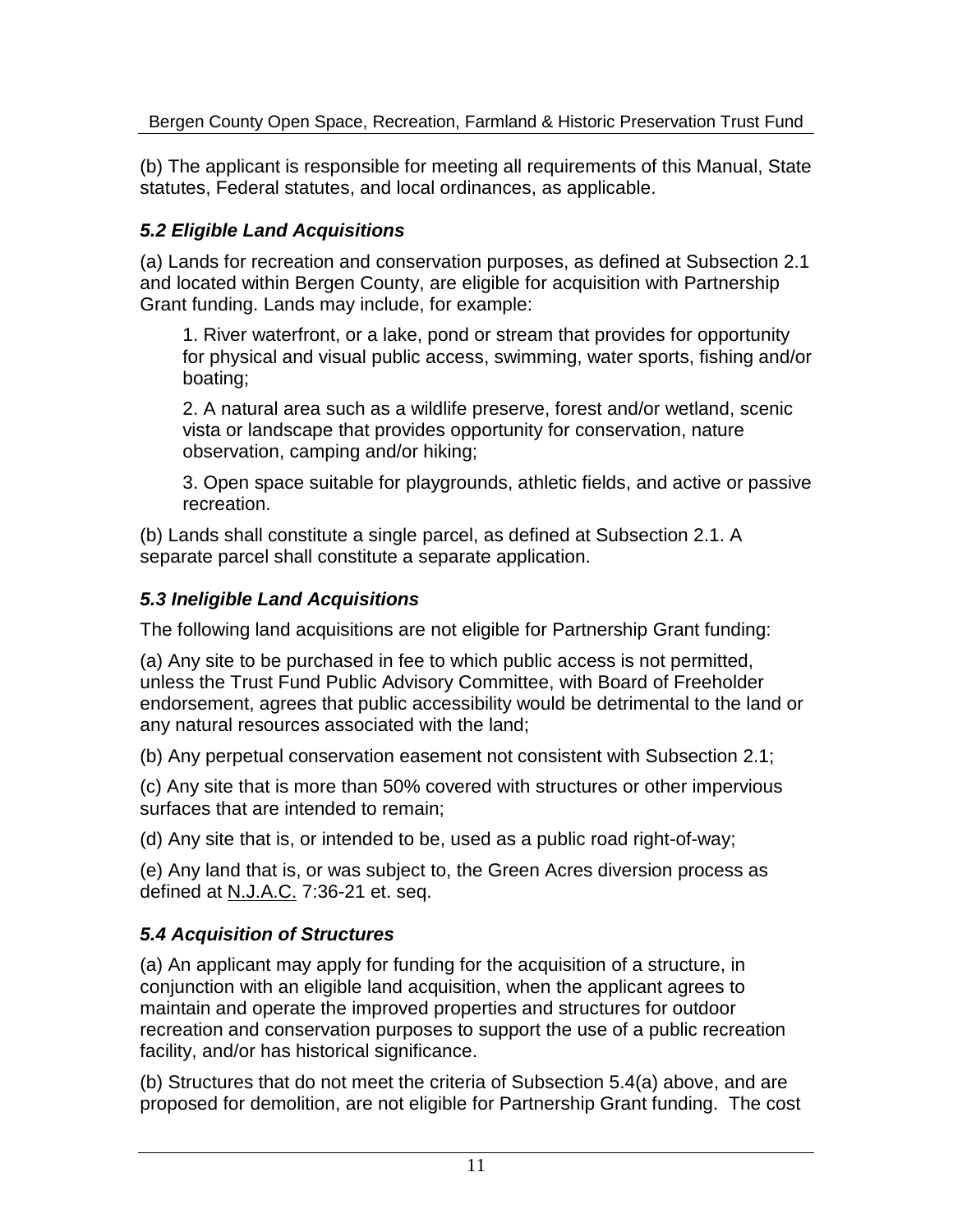(b) The applicant is responsible for meeting all requirements of this Manual, State statutes, Federal statutes, and local ordinances, as applicable.

### *5.2 Eligible Land Acquisitions*

(a) Lands for recreation and conservation purposes, as defined at Subsection 2.1 and located within Bergen County, are eligible for acquisition with Partnership Grant funding. Lands may include, for example:

1. River waterfront, or a lake, pond or stream that provides for opportunity for physical and visual public access, swimming, water sports, fishing and/or boating;

2. A natural area such as a wildlife preserve, forest and/or wetland, scenic vista or landscape that provides opportunity for conservation, nature observation, camping and/or hiking;

3. Open space suitable for playgrounds, athletic fields, and active or passive recreation.

(b) Lands shall constitute a single parcel, as defined at Subsection 2.1. A separate parcel shall constitute a separate application.

### *5.3 Ineligible Land Acquisitions*

The following land acquisitions are not eligible for Partnership Grant funding:

(a) Any site to be purchased in fee to which public access is not permitted, unless the Trust Fund Public Advisory Committee, with Board of Freeholder endorsement, agrees that public accessibility would be detrimental to the land or any natural resources associated with the land;

(b) Any perpetual conservation easement not consistent with Subsection 2.1;

(c) Any site that is more than 50% covered with structures or other impervious surfaces that are intended to remain;

(d) Any site that is, or intended to be, used as a public road right-of-way;

(e) Any land that is, or was subject to, the Green Acres diversion process as defined at N.J.A.C. 7:36-21 et. seq.

### *5.4 Acquisition of Structures*

(a) An applicant may apply for funding for the acquisition of a structure, in conjunction with an eligible land acquisition, when the applicant agrees to maintain and operate the improved properties and structures for outdoor recreation and conservation purposes to support the use of a public recreation facility, and/or has historical significance.

(b) Structures that do not meet the criteria of Subsection 5.4(a) above, and are proposed for demolition, are not eligible for Partnership Grant funding. The cost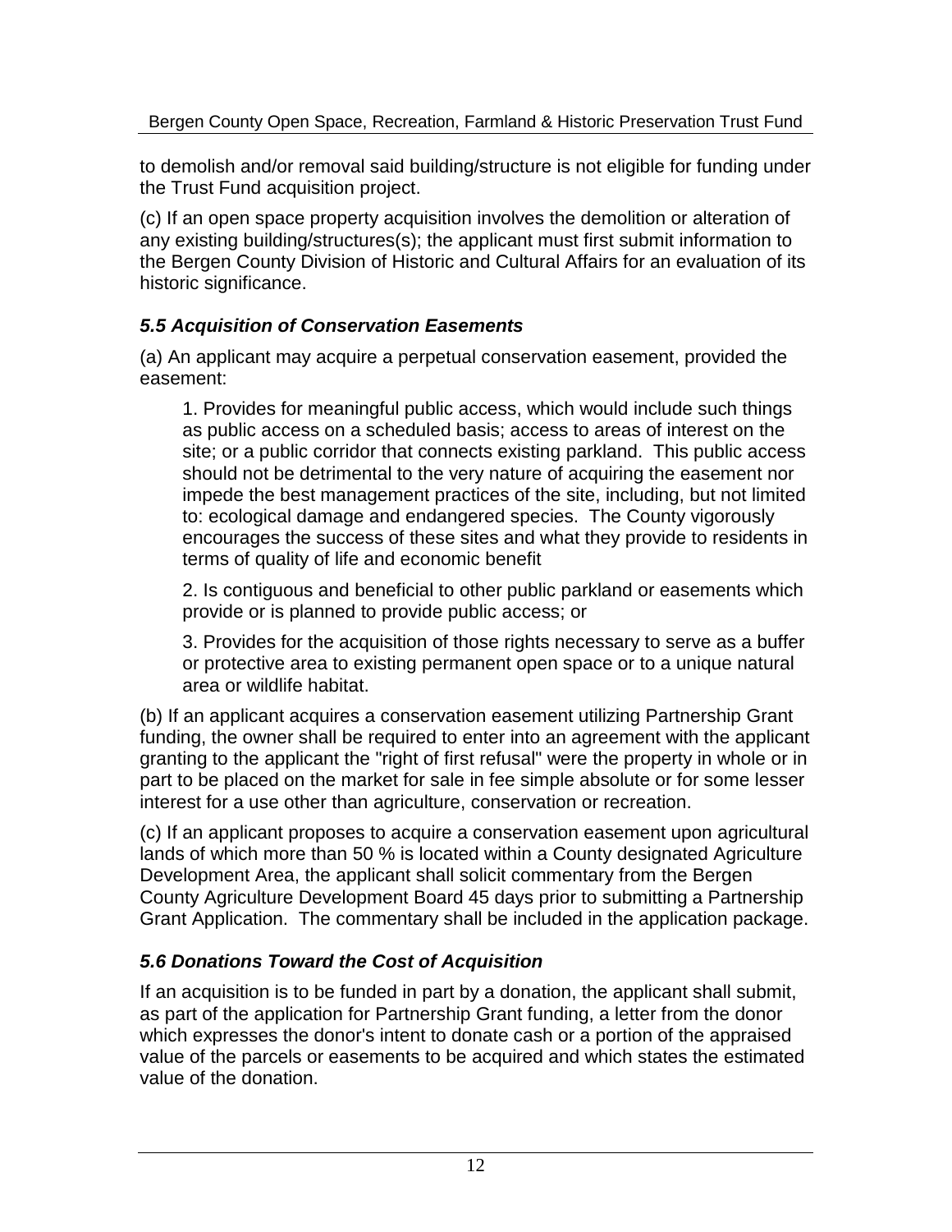to demolish and/or removal said building/structure is not eligible for funding under the Trust Fund acquisition project.

(c) If an open space property acquisition involves the demolition or alteration of any existing building/structures(s); the applicant must first submit information to the Bergen County Division of Historic and Cultural Affairs for an evaluation of its historic significance.

### *5.5 Acquisition of Conservation Easements*

(a) An applicant may acquire a perpetual conservation easement, provided the easement:

1. Provides for meaningful public access, which would include such things as public access on a scheduled basis; access to areas of interest on the site; or a public corridor that connects existing parkland. This public access should not be detrimental to the very nature of acquiring the easement nor impede the best management practices of the site, including, but not limited to: ecological damage and endangered species. The County vigorously encourages the success of these sites and what they provide to residents in terms of quality of life and economic benefit

2. Is contiguous and beneficial to other public parkland or easements which provide or is planned to provide public access; or

3. Provides for the acquisition of those rights necessary to serve as a buffer or protective area to existing permanent open space or to a unique natural area or wildlife habitat.

(b) If an applicant acquires a conservation easement utilizing Partnership Grant funding, the owner shall be required to enter into an agreement with the applicant granting to the applicant the "right of first refusal" were the property in whole or in part to be placed on the market for sale in fee simple absolute or for some lesser interest for a use other than agriculture, conservation or recreation.

(c) If an applicant proposes to acquire a conservation easement upon agricultural lands of which more than 50 % is located within a County designated Agriculture Development Area, the applicant shall solicit commentary from the Bergen County Agriculture Development Board 45 days prior to submitting a Partnership Grant Application. The commentary shall be included in the application package.

### *5.6 Donations Toward the Cost of Acquisition*

If an acquisition is to be funded in part by a donation, the applicant shall submit, as part of the application for Partnership Grant funding, a letter from the donor which expresses the donor's intent to donate cash or a portion of the appraised value of the parcels or easements to be acquired and which states the estimated value of the donation.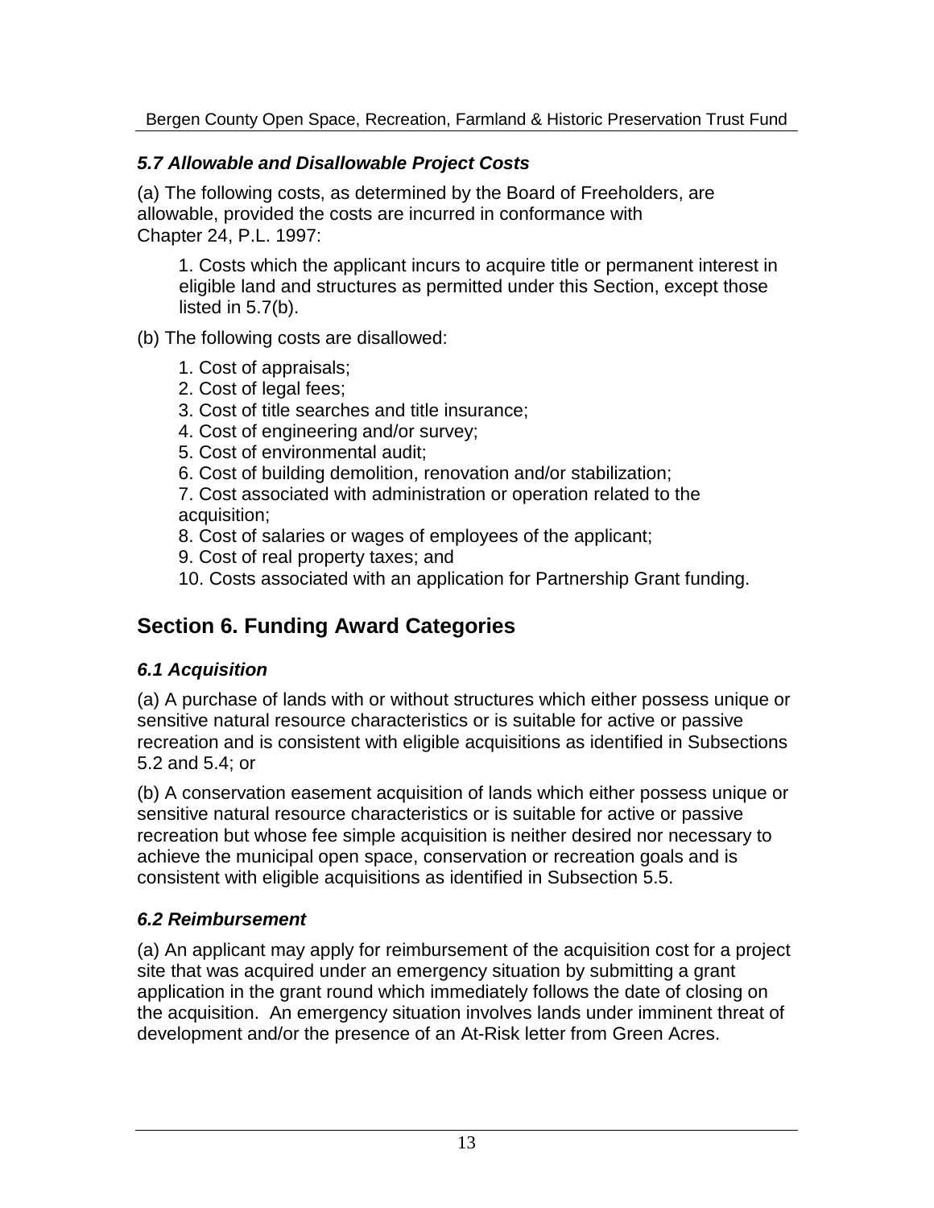### *5.7 Allowable and Disallowable Project Costs*

(a) The following costs, as determined by the Board of Freeholders, are allowable, provided the costs are incurred in conformance with Chapter 24, P.L. 1997:

1. Costs which the applicant incurs to acquire title or permanent interest in eligible land and structures as permitted under this Section, except those listed in 5.7(b).

(b) The following costs are disallowed:

1. Cost of appraisals;
2. Cost of legal fees;
3. Cost of title searches and title insurance;
4. Cost of engineering and/or survey;
5. Cost of environmental audit;
6. Cost of building demolition, renovation and/or stabilization;
7. Cost associated with administration or operation related to the acquisition;
8. Cost of salaries or wages of employees of the applicant;
9. Cost of real property taxes; and
10. Costs associated with an application for Partnership Grant funding.

## Section 6. Funding Award Categories

### *6.1 Acquisition*

(a) A purchase of lands with or without structures which either possess unique or sensitive natural resource characteristics or is suitable for active or passive recreation and is consistent with eligible acquisitions as identified in Subsections 5.2 and 5.4; or

(b) A conservation easement acquisition of lands which either possess unique or sensitive natural resource characteristics or is suitable for active or passive recreation but whose fee simple acquisition is neither desired nor necessary to achieve the municipal open space, conservation or recreation goals and is consistent with eligible acquisitions as identified in Subsection 5.5.

### *6.2 Reimbursement*

(a) An applicant may apply for reimbursement of the acquisition cost for a project site that was acquired under an emergency situation by submitting a grant application in the grant round which immediately follows the date of closing on the acquisition. An emergency situation involves lands under imminent threat of development and/or the presence of an At-Risk letter from Green Acres.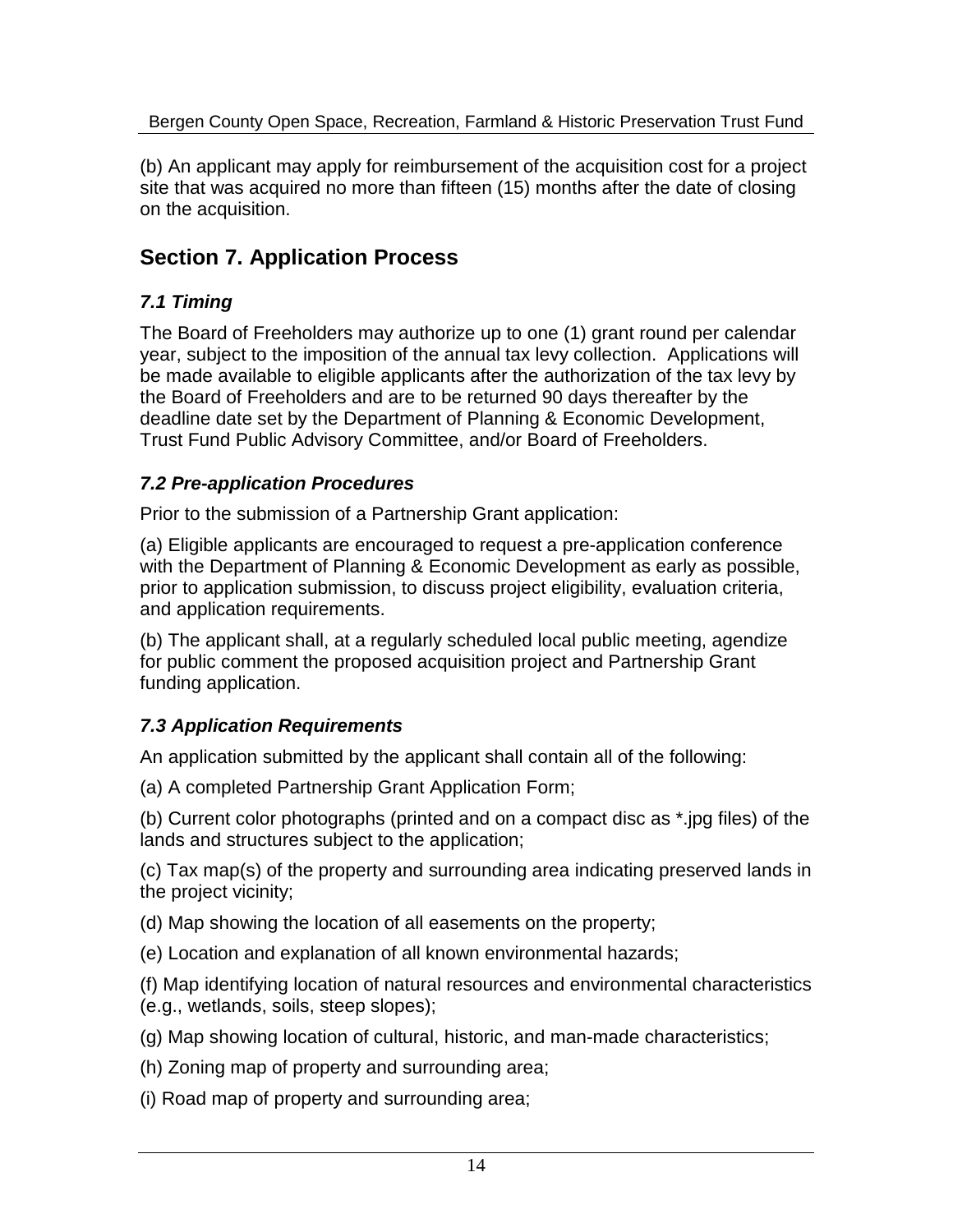(b) An applicant may apply for reimbursement of the acquisition cost for a project site that was acquired no more than fifteen (15) months after the date of closing on the acquisition.

## Section 7. Application Process

### *7.1 Timing*

The Board of Freeholders may authorize up to one (1) grant round per calendar year, subject to the imposition of the annual tax levy collection. Applications will be made available to eligible applicants after the authorization of the tax levy by the Board of Freeholders and are to be returned 90 days thereafter by the deadline date set by the Department of Planning & Economic Development, Trust Fund Public Advisory Committee, and/or Board of Freeholders.

### *7.2 Pre-application Procedures*

Prior to the submission of a Partnership Grant application:

(a) Eligible applicants are encouraged to request a pre-application conference with the Department of Planning & Economic Development as early as possible, prior to application submission, to discuss project eligibility, evaluation criteria, and application requirements.

(b) The applicant shall, at a regularly scheduled local public meeting, agendize for public comment the proposed acquisition project and Partnership Grant funding application.

### *7.3 Application Requirements*

An application submitted by the applicant shall contain all of the following:

(a) A completed Partnership Grant Application Form;

(b) Current color photographs (printed and on a compact disc as *.jpg files) of the lands and structures subject to the application;

(c) Tax map(s) of the property and surrounding area indicating preserved lands in the project vicinity;

(d) Map showing the location of all easements on the property;

(e) Location and explanation of all known environmental hazards;

(f) Map identifying location of natural resources and environmental characteristics (e.g., wetlands, soils, steep slopes);

(g) Map showing location of cultural, historic, and man-made characteristics;

(h) Zoning map of property and surrounding area;

(i) Road map of property and surrounding area;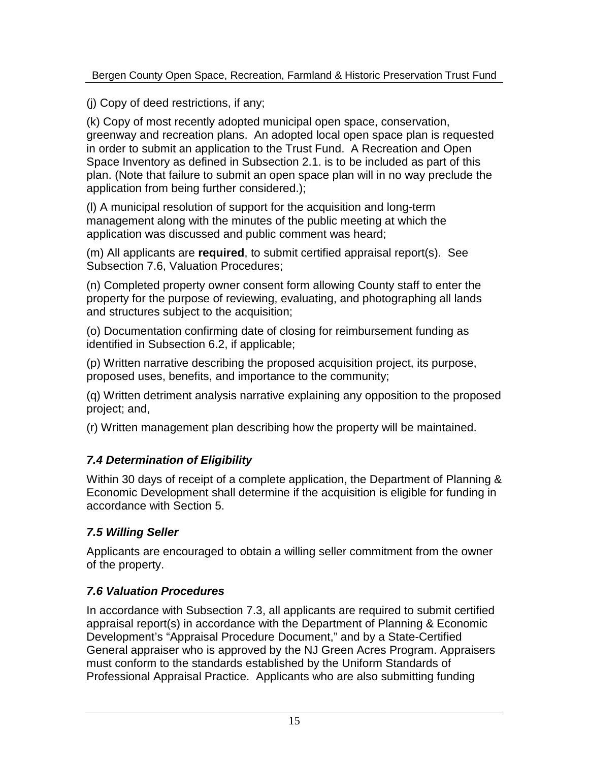(j) Copy of deed restrictions, if any;

(k) Copy of most recently adopted municipal open space, conservation, greenway and recreation plans. An adopted local open space plan is requested in order to submit an application to the Trust Fund. A Recreation and Open Space Inventory as defined in Subsection 2.1. is to be included as part of this plan. (Note that failure to submit an open space plan will in no way preclude the application from being further considered.);

(l) A municipal resolution of support for the acquisition and long-term management along with the minutes of the public meeting at which the application was discussed and public comment was heard;

(m) All applicants are **required**, to submit certified appraisal report(s). See Subsection 7.6, Valuation Procedures;

(n) Completed property owner consent form allowing County staff to enter the property for the purpose of reviewing, evaluating, and photographing all lands and structures subject to the acquisition;

(o) Documentation confirming date of closing for reimbursement funding as identified in Subsection 6.2, if applicable;

(p) Written narrative describing the proposed acquisition project, its purpose, proposed uses, benefits, and importance to the community;

(q) Written detriment analysis narrative explaining any opposition to the proposed project; and,

(r) Written management plan describing how the property will be maintained.

### *7.4 Determination of Eligibility*

Within 30 days of receipt of a complete application, the Department of Planning & Economic Development shall determine if the acquisition is eligible for funding in accordance with Section 5.

### *7.5 Willing Seller*

Applicants are encouraged to obtain a willing seller commitment from the owner of the property.

### *7.6 Valuation Procedures*

In accordance with Subsection 7.3, all applicants are required to submit certified appraisal report(s) in accordance with the Department of Planning & Economic Development's "Appraisal Procedure Document," and by a State-Certified General appraiser who is approved by the NJ Green Acres Program. Appraisers must conform to the standards established by the Uniform Standards of Professional Appraisal Practice. Applicants who are also submitting funding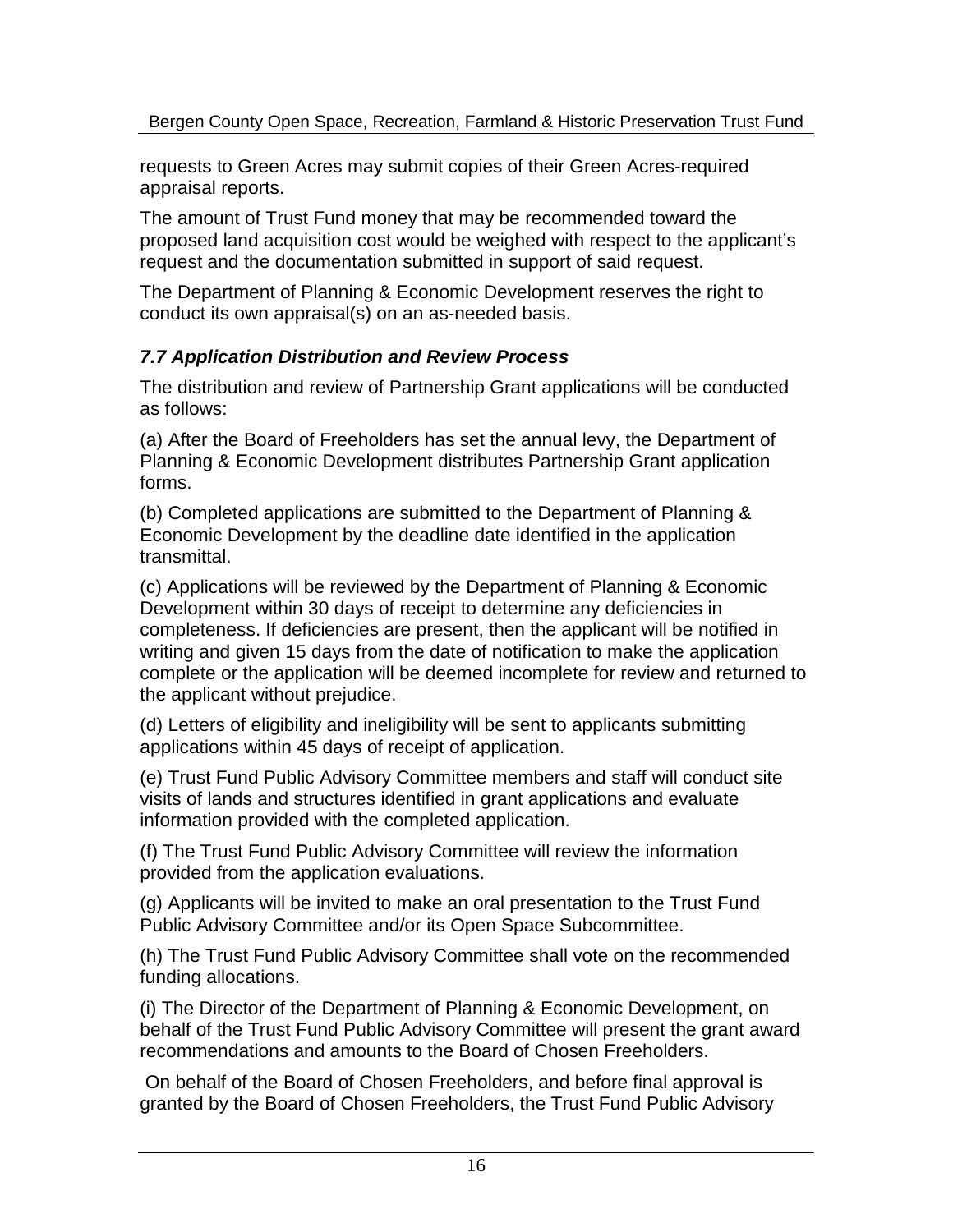requests to Green Acres may submit copies of their Green Acres-required appraisal reports.

The amount of Trust Fund money that may be recommended toward the proposed land acquisition cost would be weighed with respect to the applicant's request and the documentation submitted in support of said request.

The Department of Planning & Economic Development reserves the right to conduct its own appraisal(s) on an as-needed basis.

### *7.7 Application Distribution and Review Process*

The distribution and review of Partnership Grant applications will be conducted as follows:

(a) After the Board of Freeholders has set the annual levy, the Department of Planning & Economic Development distributes Partnership Grant application forms.

(b) Completed applications are submitted to the Department of Planning & Economic Development by the deadline date identified in the application transmittal.

(c) Applications will be reviewed by the Department of Planning & Economic Development within 30 days of receipt to determine any deficiencies in completeness. If deficiencies are present, then the applicant will be notified in writing and given 15 days from the date of notification to make the application complete or the application will be deemed incomplete for review and returned to the applicant without prejudice.

(d) Letters of eligibility and ineligibility will be sent to applicants submitting applications within 45 days of receipt of application.

(e) Trust Fund Public Advisory Committee members and staff will conduct site visits of lands and structures identified in grant applications and evaluate information provided with the completed application.

(f) The Trust Fund Public Advisory Committee will review the information provided from the application evaluations.

(g) Applicants will be invited to make an oral presentation to the Trust Fund Public Advisory Committee and/or its Open Space Subcommittee.

(h) The Trust Fund Public Advisory Committee shall vote on the recommended funding allocations.

(i) The Director of the Department of Planning & Economic Development, on behalf of the Trust Fund Public Advisory Committee will present the grant award recommendations and amounts to the Board of Chosen Freeholders.

On behalf of the Board of Chosen Freeholders, and before final approval is granted by the Board of Chosen Freeholders, the Trust Fund Public Advisory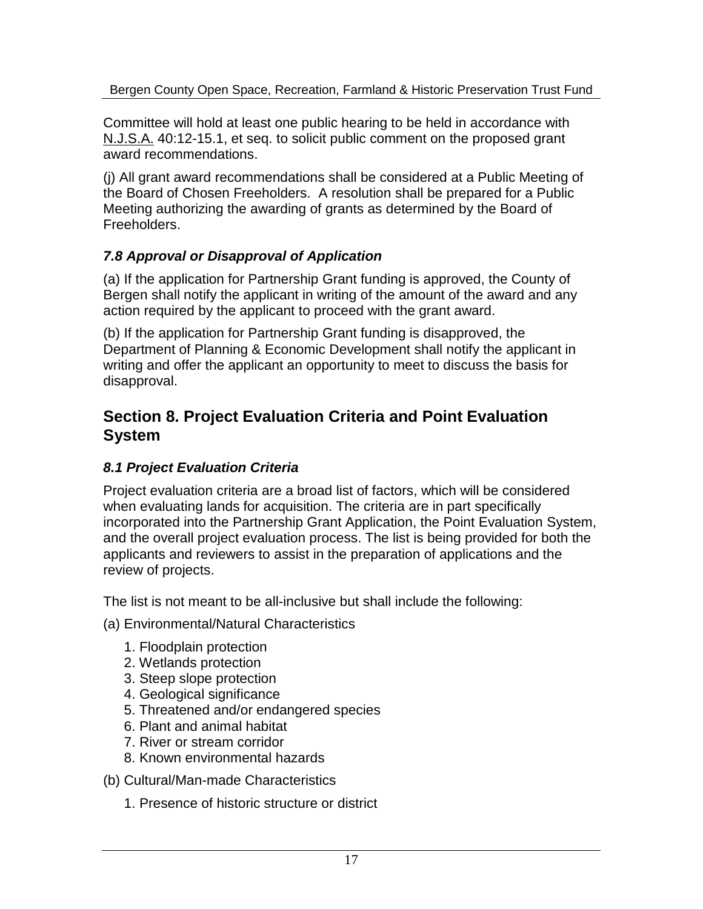Committee will hold at least one public hearing to be held in accordance with N.J.S.A. 40:12-15.1, et seq. to solicit public comment on the proposed grant award recommendations.

(j) All grant award recommendations shall be considered at a Public Meeting of the Board of Chosen Freeholders. A resolution shall be prepared for a Public Meeting authorizing the awarding of grants as determined by the Board of Freeholders.

### *7.8 Approval or Disapproval of Application*

(a) If the application for Partnership Grant funding is approved, the County of Bergen shall notify the applicant in writing of the amount of the award and any action required by the applicant to proceed with the grant award.

(b) If the application for Partnership Grant funding is disapproved, the Department of Planning & Economic Development shall notify the applicant in writing and offer the applicant an opportunity to meet to discuss the basis for disapproval.

## Section 8. Project Evaluation Criteria and Point Evaluation System

### *8.1 Project Evaluation Criteria*

Project evaluation criteria are a broad list of factors, which will be considered when evaluating lands for acquisition. The criteria are in part specifically incorporated into the Partnership Grant Application, the Point Evaluation System, and the overall project evaluation process. The list is being provided for both the applicants and reviewers to assist in the preparation of applications and the review of projects.

The list is not meant to be all-inclusive but shall include the following:

(a) Environmental/Natural Characteristics

1. Floodplain protection
2. Wetlands protection
3. Steep slope protection
4. Geological significance
5. Threatened and/or endangered species
6. Plant and animal habitat
7. River or stream corridor
8. Known environmental hazards

(b) Cultural/Man-made Characteristics

1. Presence of historic structure or district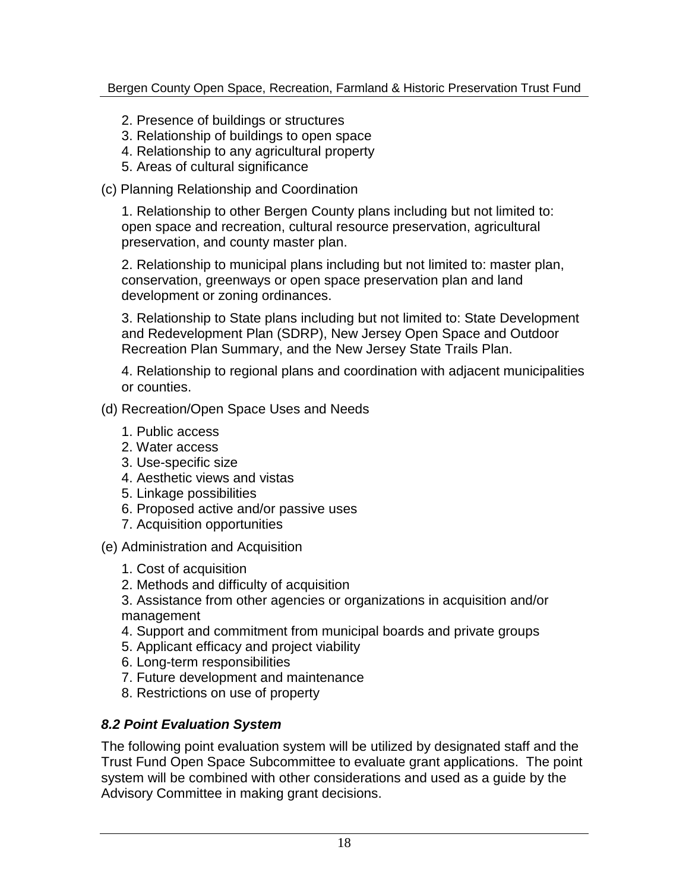2. Presence of buildings or structures
3. Relationship of buildings to open space
4. Relationship to any agricultural property
5. Areas of cultural significance

(c) Planning Relationship and Coordination

1. Relationship to other Bergen County plans including but not limited to: open space and recreation, cultural resource preservation, agricultural preservation, and county master plan.

2. Relationship to municipal plans including but not limited to: master plan, conservation, greenways or open space preservation plan and land development or zoning ordinances.

3. Relationship to State plans including but not limited to: State Development and Redevelopment Plan (SDRP), New Jersey Open Space and Outdoor Recreation Plan Summary, and the New Jersey State Trails Plan.

4. Relationship to regional plans and coordination with adjacent municipalities or counties.

(d) Recreation/Open Space Uses and Needs

1. Public access
2. Water access
3. Use-specific size
4. Aesthetic views and vistas
5. Linkage possibilities
6. Proposed active and/or passive uses
7. Acquisition opportunities

(e) Administration and Acquisition

1. Cost of acquisition
2. Methods and difficulty of acquisition
3. Assistance from other agencies or organizations in acquisition and/or management
4. Support and commitment from municipal boards and private groups
5. Applicant efficacy and project viability
6. Long-term responsibilities
7. Future development and maintenance
8. Restrictions on use of property

### *8.2 Point Evaluation System*

The following point evaluation system will be utilized by designated staff and the Trust Fund Open Space Subcommittee to evaluate grant applications. The point system will be combined with other considerations and used as a guide by the Advisory Committee in making grant decisions.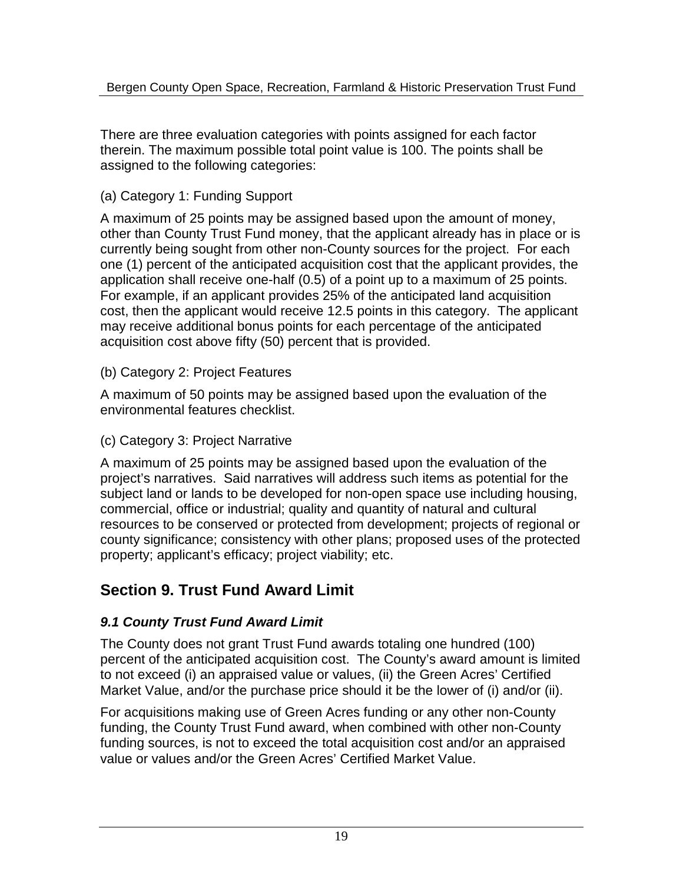There are three evaluation categories with points assigned for each factor therein. The maximum possible total point value is 100. The points shall be assigned to the following categories:

(a) Category 1: Funding Support

A maximum of 25 points may be assigned based upon the amount of money, other than County Trust Fund money, that the applicant already has in place or is currently being sought from other non-County sources for the project. For each one (1) percent of the anticipated acquisition cost that the applicant provides, the application shall receive one-half (0.5) of a point up to a maximum of 25 points. For example, if an applicant provides 25% of the anticipated land acquisition cost, then the applicant would receive 12.5 points in this category. The applicant may receive additional bonus points for each percentage of the anticipated acquisition cost above fifty (50) percent that is provided.

(b) Category 2: Project Features

A maximum of 50 points may be assigned based upon the evaluation of the environmental features checklist.

(c) Category 3: Project Narrative

A maximum of 25 points may be assigned based upon the evaluation of the project's narratives. Said narratives will address such items as potential for the subject land or lands to be developed for non-open space use including housing, commercial, office or industrial; quality and quantity of natural and cultural resources to be conserved or protected from development; projects of regional or county significance; consistency with other plans; proposed uses of the protected property; applicant's efficacy; project viability; etc.

## Section 9. Trust Fund Award Limit

### *9.1 County Trust Fund Award Limit*

The County does not grant Trust Fund awards totaling one hundred (100) percent of the anticipated acquisition cost. The County's award amount is limited to not exceed (i) an appraised value or values, (ii) the Green Acres' Certified Market Value, and/or the purchase price should it be the lower of (i) and/or (ii).

For acquisitions making use of Green Acres funding or any other non-County funding, the County Trust Fund award, when combined with other non-County funding sources, is not to exceed the total acquisition cost and/or an appraised value or values and/or the Green Acres' Certified Market Value.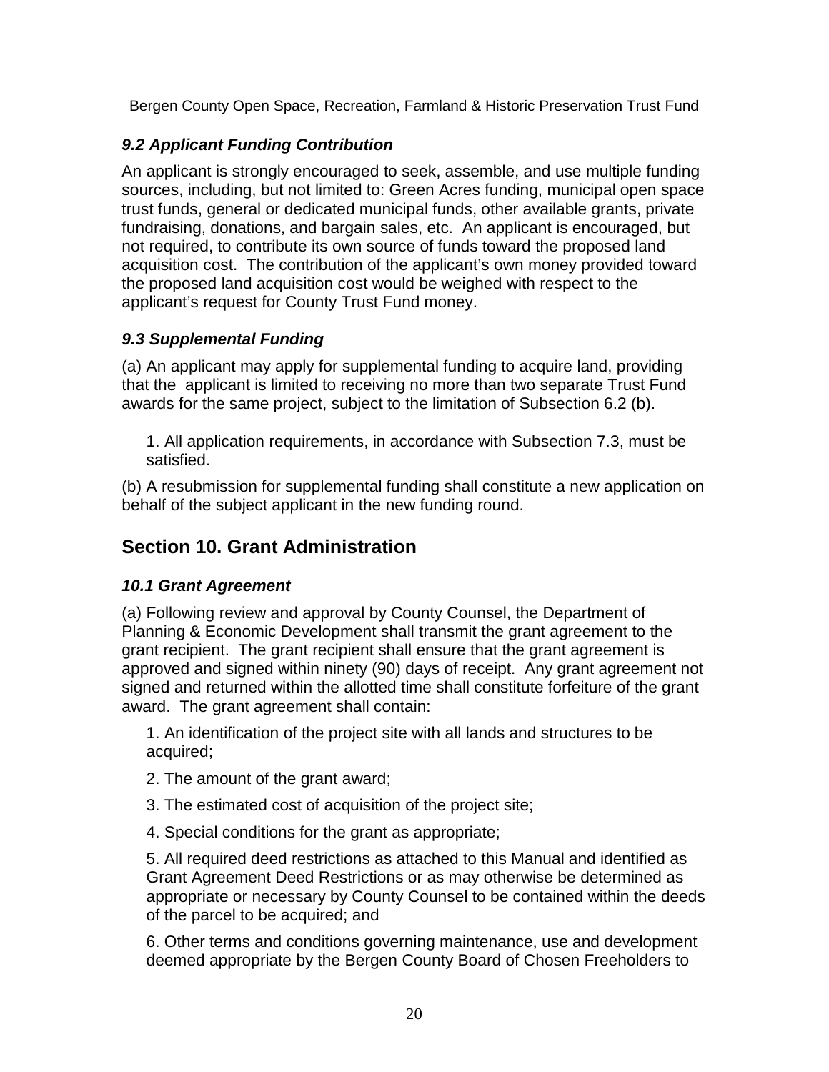### *9.2 Applicant Funding Contribution*

An applicant is strongly encouraged to seek, assemble, and use multiple funding sources, including, but not limited to: Green Acres funding, municipal open space trust funds, general or dedicated municipal funds, other available grants, private fundraising, donations, and bargain sales, etc. An applicant is encouraged, but not required, to contribute its own source of funds toward the proposed land acquisition cost. The contribution of the applicant's own money provided toward the proposed land acquisition cost would be weighed with respect to the applicant's request for County Trust Fund money.

### *9.3 Supplemental Funding*

(a) An applicant may apply for supplemental funding to acquire land, providing that the applicant is limited to receiving no more than two separate Trust Fund awards for the same project, subject to the limitation of Subsection 6.2 (b).

1. All application requirements, in accordance with Subsection 7.3, must be satisfied.

(b) A resubmission for supplemental funding shall constitute a new application on behalf of the subject applicant in the new funding round.

## Section 10. Grant Administration

### *10.1 Grant Agreement*

(a) Following review and approval by County Counsel, the Department of Planning & Economic Development shall transmit the grant agreement to the grant recipient. The grant recipient shall ensure that the grant agreement is approved and signed within ninety (90) days of receipt. Any grant agreement not signed and returned within the allotted time shall constitute forfeiture of the grant award. The grant agreement shall contain:

1. An identification of the project site with all lands and structures to be acquired;

2. The amount of the grant award;

3. The estimated cost of acquisition of the project site;

4. Special conditions for the grant as appropriate;

5. All required deed restrictions as attached to this Manual and identified as Grant Agreement Deed Restrictions or as may otherwise be determined as appropriate or necessary by County Counsel to be contained within the deeds of the parcel to be acquired; and

6. Other terms and conditions governing maintenance, use and development deemed appropriate by the Bergen County Board of Chosen Freeholders to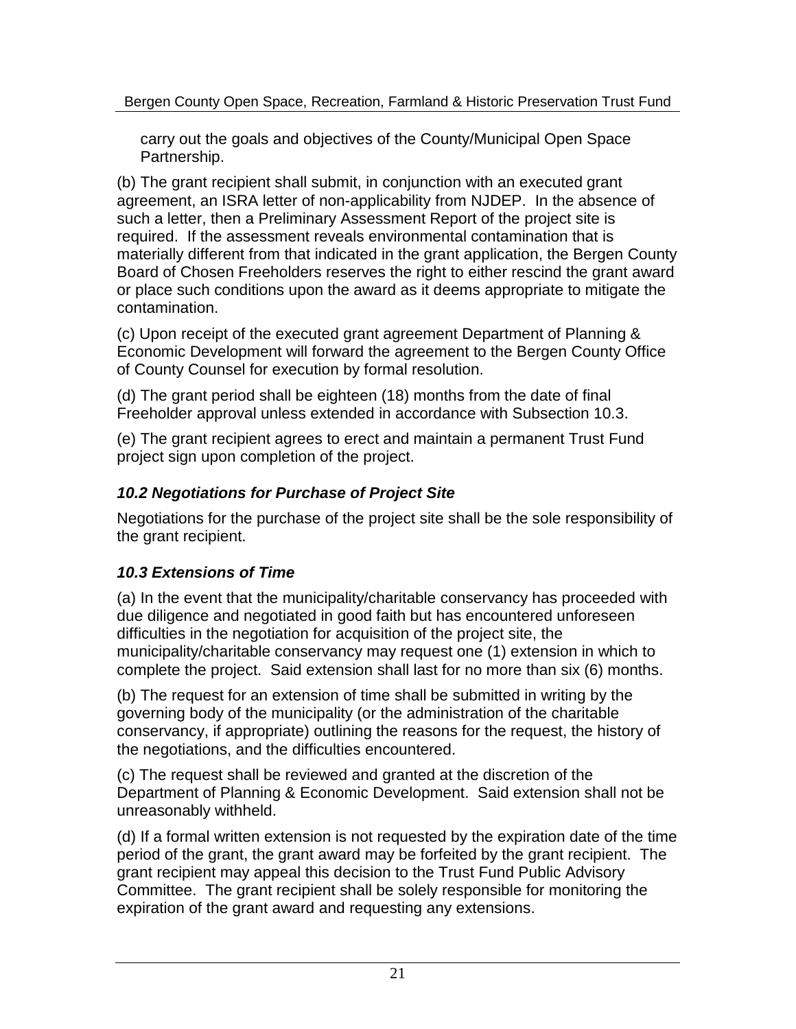carry out the goals and objectives of the County/Municipal Open Space Partnership.

(b) The grant recipient shall submit, in conjunction with an executed grant agreement, an ISRA letter of non-applicability from NJDEP. In the absence of such a letter, then a Preliminary Assessment Report of the project site is required. If the assessment reveals environmental contamination that is materially different from that indicated in the grant application, the Bergen County Board of Chosen Freeholders reserves the right to either rescind the grant award or place such conditions upon the award as it deems appropriate to mitigate the contamination.

(c) Upon receipt of the executed grant agreement Department of Planning & Economic Development will forward the agreement to the Bergen County Office of County Counsel for execution by formal resolution.

(d) The grant period shall be eighteen (18) months from the date of final Freeholder approval unless extended in accordance with Subsection 10.3.

(e) The grant recipient agrees to erect and maintain a permanent Trust Fund project sign upon completion of the project.

### *10.2 Negotiations for Purchase of Project Site*

Negotiations for the purchase of the project site shall be the sole responsibility of the grant recipient.

### *10.3 Extensions of Time*

(a) In the event that the municipality/charitable conservancy has proceeded with due diligence and negotiated in good faith but has encountered unforeseen difficulties in the negotiation for acquisition of the project site, the municipality/charitable conservancy may request one (1) extension in which to complete the project. Said extension shall last for no more than six (6) months.

(b) The request for an extension of time shall be submitted in writing by the governing body of the municipality (or the administration of the charitable conservancy, if appropriate) outlining the reasons for the request, the history of the negotiations, and the difficulties encountered.

(c) The request shall be reviewed and granted at the discretion of the Department of Planning & Economic Development. Said extension shall not be unreasonably withheld.

(d) If a formal written extension is not requested by the expiration date of the time period of the grant, the grant award may be forfeited by the grant recipient. The grant recipient may appeal this decision to the Trust Fund Public Advisory Committee. The grant recipient shall be solely responsible for monitoring the expiration of the grant award and requesting any extensions.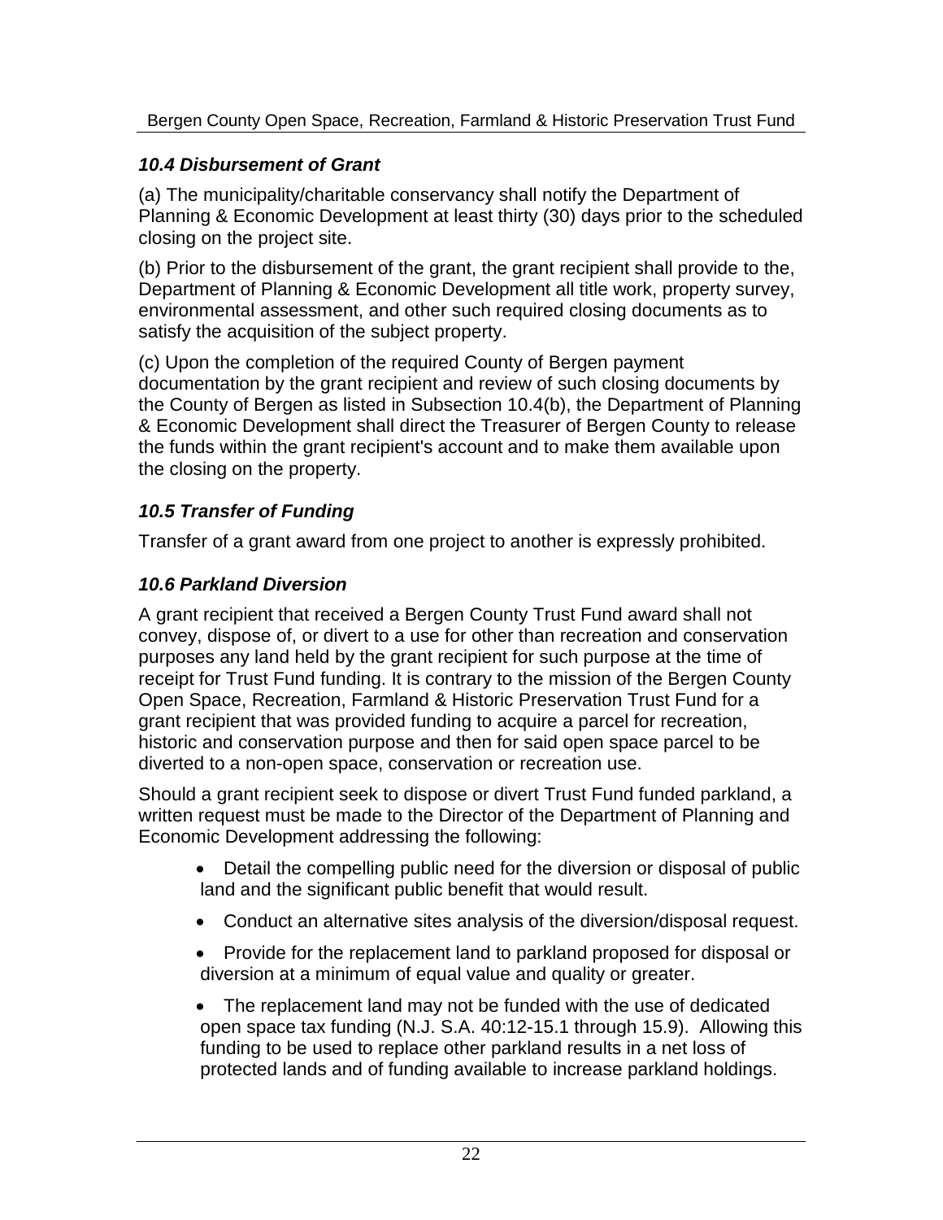### *10.4 Disbursement of Grant*

(a) The municipality/charitable conservancy shall notify the Department of Planning & Economic Development at least thirty (30) days prior to the scheduled closing on the project site.

(b) Prior to the disbursement of the grant, the grant recipient shall provide to the, Department of Planning & Economic Development all title work, property survey, environmental assessment, and other such required closing documents as to satisfy the acquisition of the subject property.

(c) Upon the completion of the required County of Bergen payment documentation by the grant recipient and review of such closing documents by the County of Bergen as listed in Subsection 10.4(b), the Department of Planning & Economic Development shall direct the Treasurer of Bergen County to release the funds within the grant recipient's account and to make them available upon the closing on the property.

### *10.5 Transfer of Funding*

Transfer of a grant award from one project to another is expressly prohibited.

### *10.6 Parkland Diversion*

A grant recipient that received a Bergen County Trust Fund award shall not convey, dispose of, or divert to a use for other than recreation and conservation purposes any land held by the grant recipient for such purpose at the time of receipt for Trust Fund funding. It is contrary to the mission of the Bergen County Open Space, Recreation, Farmland & Historic Preservation Trust Fund for a grant recipient that was provided funding to acquire a parcel for recreation, historic and conservation purpose and then for said open space parcel to be diverted to a non-open space, conservation or recreation use.

Should a grant recipient seek to dispose or divert Trust Fund funded parkland, a written request must be made to the Director of the Department of Planning and Economic Development addressing the following:

- Detail the compelling public need for the diversion or disposal of public land and the significant public benefit that would result.
- Conduct an alternative sites analysis of the diversion/disposal request.
- Provide for the replacement land to parkland proposed for disposal or diversion at a minimum of equal value and quality or greater.
- The replacement land may not be funded with the use of dedicated open space tax funding (N.J. S.A. 40:12-15.1 through 15.9). Allowing this funding to be used to replace other parkland results in a net loss of protected lands and of funding available to increase parkland holdings.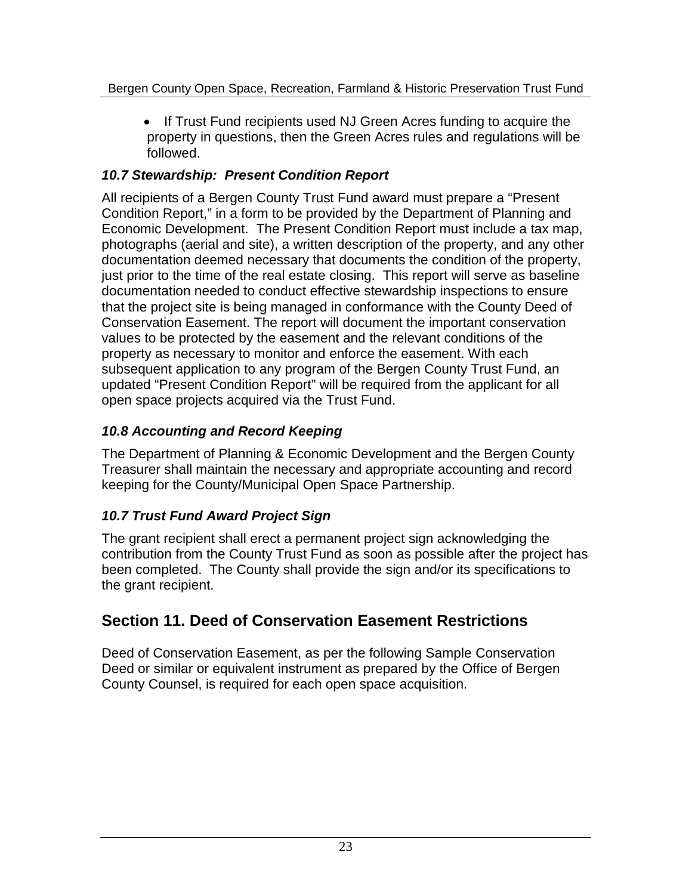- If Trust Fund recipients used NJ Green Acres funding to acquire the property in questions, then the Green Acres rules and regulations will be followed.

### *10.7 Stewardship: Present Condition Report*

All recipients of a Bergen County Trust Fund award must prepare a "Present Condition Report," in a form to be provided by the Department of Planning and Economic Development. The Present Condition Report must include a tax map, photographs (aerial and site), a written description of the property, and any other documentation deemed necessary that documents the condition of the property, just prior to the time of the real estate closing. This report will serve as baseline documentation needed to conduct effective stewardship inspections to ensure that the project site is being managed in conformance with the County Deed of Conservation Easement. The report will document the important conservation values to be protected by the easement and the relevant conditions of the property as necessary to monitor and enforce the easement. With each subsequent application to any program of the Bergen County Trust Fund, an updated "Present Condition Report" will be required from the applicant for all open space projects acquired via the Trust Fund.

### *10.8 Accounting and Record Keeping*

The Department of Planning & Economic Development and the Bergen County Treasurer shall maintain the necessary and appropriate accounting and record keeping for the County/Municipal Open Space Partnership.

### *10.7 Trust Fund Award Project Sign*

The grant recipient shall erect a permanent project sign acknowledging the contribution from the County Trust Fund as soon as possible after the project has been completed. The County shall provide the sign and/or its specifications to the grant recipient.

## Section 11. Deed of Conservation Easement Restrictions

Deed of Conservation Easement, as per the following Sample Conservation Deed or similar or equivalent instrument as prepared by the Office of Bergen County Counsel, is required for each open space acquisition.